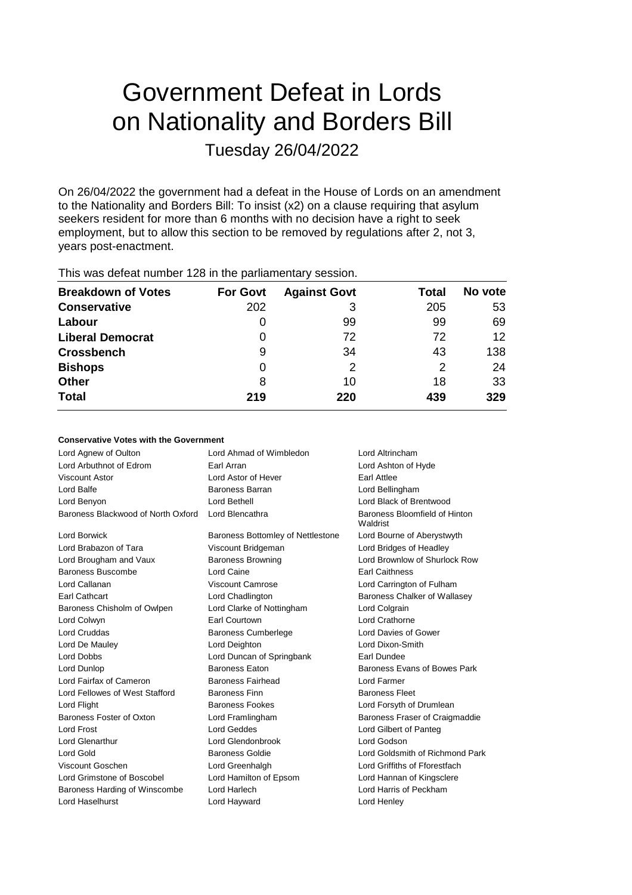# Government Defeat in Lords on Nationality and Borders Bill

Tuesday 26/04/2022

On 26/04/2022 the government had a defeat in the House of Lords on an amendment to the Nationality and Borders Bill: To insist (x2) on a clause requiring that asylum seekers resident for more than 6 months with no decision have a right to seek employment, but to allow this section to be removed by regulations after 2, not 3, years post-enactment.

This was defeat number 128 in the parliamentary session.

| Breakdown of Votes | For Govt | Against Govt | Total | No vote |
|---|---|---|---|---|
| **Conservative** | 202 | 3 | 205 | 53 |
| **Labour** | 0 | 99 | 99 | 69 |
| **Liberal Democrat** | 0 | 72 | 72 | 12 |
| **Crossbench** | 9 | 34 | 43 | 138 |
| **Bishops** | 0 | 2 | 2 | 24 |
| **Other** | 8 | 10 | 18 | 33 |
| **Total** | **219** | **220** | **439** | **329** |

### Conservative Votes with the Government

| | | |
|---|---|---|
| Lord Agnew of Oulton | Lord Ahmad of Wimbledon | Lord Altrincham |
| Lord Arbuthnot of Edrom | Earl Arran | Lord Ashton of Hyde |
| Viscount Astor | Lord Astor of Hever | Earl Attlee |
| Lord Balfe | Baroness Barran | Lord Bellingham |
| Lord Benyon | Lord Bethell | Lord Black of Brentwood |
| Baroness Blackwood of North Oxford | Lord Blencathra | Baroness Bloomfield of Hinton Waldrist |
| Lord Borwick | Baroness Bottomley of Nettlestone | Lord Bourne of Aberystwyth |
| Lord Brabazon of Tara | Viscount Bridgeman | Lord Bridges of Headley |
| Lord Brougham and Vaux | Baroness Browning | Lord Brownlow of Shurlock Row |
| Baroness Buscombe | Lord Caine | Earl Caithness |
| Lord Callanan | Viscount Camrose | Lord Carrington of Fulham |
| Earl Cathcart | Lord Chadlington | Baroness Chalker of Wallasey |
| Baroness Chisholm of Owlpen | Lord Clarke of Nottingham | Lord Colgrain |
| Lord Colwyn | Earl Courtown | Lord Crathorne |
| Lord Cruddas | Baroness Cumberlege | Lord Davies of Gower |
| Lord De Mauley | Lord Deighton | Lord Dixon-Smith |
| Lord Dobbs | Lord Duncan of Springbank | Earl Dundee |
| Lord Dunlop | Baroness Eaton | Baroness Evans of Bowes Park |
| Lord Fairfax of Cameron | Baroness Fairhead | Lord Farmer |
| Lord Fellowes of West Stafford | Baroness Finn | Baroness Fleet |
| Lord Flight | Baroness Fookes | Lord Forsyth of Drumlean |
| Baroness Foster of Oxton | Lord Framlingham | Baroness Fraser of Craigmaddie |
| Lord Frost | Lord Geddes | Lord Gilbert of Panteg |
| Lord Glenarthur | Lord Glendonbrook | Lord Godson |
| Lord Gold | Baroness Goldie | Lord Goldsmith of Richmond Park |
| Viscount Goschen | Lord Greenhalgh | Lord Griffiths of Fforestfach |
| Lord Grimstone of Boscobel | Lord Hamilton of Epsom | Lord Hannan of Kingsclere |
| Baroness Harding of Winscombe | Lord Harlech | Lord Harris of Peckham |
| Lord Haselhurst | Lord Hayward | Lord Henley |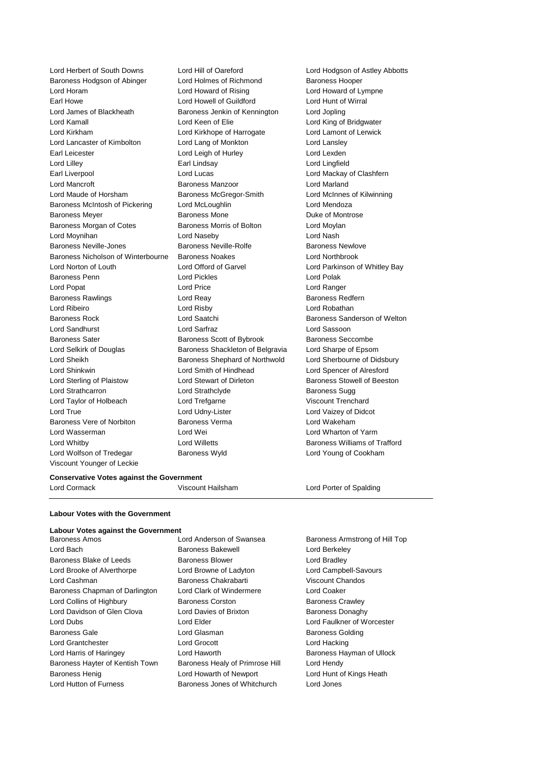Lord Herbert of South Downs
Lord Hill of Oareford
Lord Hodgson of Astley Abbotts
Baroness Hodgson of Abinger
Lord Holmes of Richmond
Baroness Hooper
Lord Horam
Lord Howard of Rising
Lord Howard of Lympne
Earl Howe
Lord Howell of Guildford
Lord Hunt of Wirral
Lord James of Blackheath
Baroness Jenkin of Kennington
Lord Jopling
Lord Kamall
Lord Keen of Elie
Lord King of Bridgwater
Lord Kirkham
Lord Kirkhope of Harrogate
Lord Lamont of Lerwick
Lord Lancaster of Kimbolton
Lord Lang of Monkton
Lord Lansley
Earl Leicester
Lord Leigh of Hurley
Lord Lexden
Lord Lilley
Earl Lindsay
Lord Lingfield
Earl Liverpool
Lord Lucas
Lord Mackay of Clashfern
Lord Mancroft
Baroness Manzoor
Lord Marland
Lord Maude of Horsham
Baroness McGregor-Smith
Lord McInnes of Kilwinning
Baroness McIntosh of Pickering
Lord McLoughlin
Lord Mendoza
Baroness Meyer
Baroness Mone
Duke of Montrose
Baroness Morgan of Cotes
Baroness Morris of Bolton
Lord Moylan
Lord Moynihan
Lord Naseby
Lord Nash
Baroness Neville-Jones
Baroness Neville-Rolfe
Baroness Newlove
Baroness Nicholson of Winterbourne
Baroness Noakes
Lord Northbrook
Lord Norton of Louth
Lord Offord of Garvel
Lord Parkinson of Whitley Bay
Baroness Penn
Lord Pickles
Lord Polak
Lord Popat
Lord Price
Lord Ranger
Baroness Rawlings
Lord Reay
Baroness Redfern
Lord Ribeiro
Lord Risby
Lord Robathan
Baroness Rock
Lord Saatchi
Baroness Sanderson of Welton
Lord Sandhurst
Lord Sarfraz
Lord Sassoon
Baroness Sater
Baroness Scott of Bybrook
Baroness Seccombe
Lord Selkirk of Douglas
Baroness Shackleton of Belgravia
Lord Sharpe of Epsom
Lord Sheikh
Baroness Shephard of Northwold
Lord Sherbourne of Didsbury
Lord Shinkwin
Lord Smith of Hindhead
Lord Spencer of Alresford
Lord Sterling of Plaistow
Lord Stewart of Dirleton
Baroness Stowell of Beeston
Lord Strathcarron
Lord Strathclyde
Baroness Sugg
Lord Taylor of Holbeach
Lord Trefgarne
Viscount Trenchard
Lord True
Lord Udny-Lister
Lord Vaizey of Didcot
Baroness Vere of Norbiton
Baroness Verma
Lord Wakeham
Lord Wasserman
Lord Wei
Lord Wharton of Yarm
Lord Whitby
Lord Willetts
Baroness Williams of Trafford
Lord Wolfson of Tredegar
Baroness Wyld
Lord Young of Cookham
Viscount Younger of Leckie

**Conservative Votes against the Government**

Lord Cormack
Viscount Hailsham
Lord Porter of Spalding

---

**Labour Votes with the Government**

**Labour Votes against the Government**

Baroness Amos
Lord Anderson of Swansea
Baroness Armstrong of Hill Top
Lord Bach
Baroness Bakewell
Lord Berkeley
Baroness Blake of Leeds
Baroness Blower
Lord Bradley
Lord Brooke of Alverthorpe
Lord Browne of Ladyton
Lord Campbell-Savours
Lord Cashman
Baroness Chakrabarti
Viscount Chandos
Baroness Chapman of Darlington
Lord Clark of Windermere
Lord Coaker
Lord Collins of Highbury
Baroness Corston
Baroness Crawley
Lord Davidson of Glen Clova
Lord Davies of Brixton
Baroness Donaghy
Lord Dubs
Lord Elder
Lord Faulkner of Worcester
Baroness Gale
Lord Glasman
Baroness Golding
Lord Grantchester
Lord Grocott
Lord Hacking
Lord Harris of Haringey
Lord Haworth
Baroness Hayman of Ullock
Baroness Hayter of Kentish Town
Baroness Healy of Primrose Hill
Lord Hendy
Baroness Henig
Lord Howarth of Newport
Lord Hunt of Kings Heath
Lord Hutton of Furness
Baroness Jones of Whitchurch
Lord Jones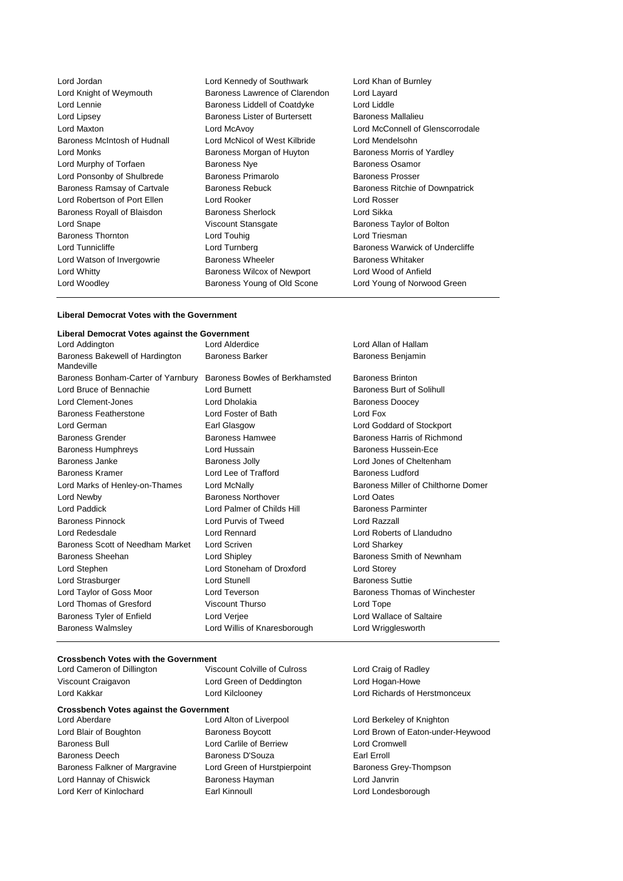Lord Jordan
Lord Kennedy of Southwark
Lord Khan of Burnley
Lord Knight of Weymouth
Baroness Lawrence of Clarendon
Lord Layard
Lord Lennie
Baroness Liddell of Coatdyke
Lord Liddle
Lord Lipsey
Baroness Lister of Burtersett
Baroness Mallalieu
Lord Maxton
Lord McAvoy
Lord McConnell of Glenscorrodale
Baroness McIntosh of Hudnall
Lord McNicol of West Kilbride
Lord Mendelsohn
Lord Monks
Baroness Morgan of Huyton
Baroness Morris of Yardley
Lord Murphy of Torfaen
Baroness Nye
Baroness Osamor
Lord Ponsonby of Shulbrede
Baroness Primarolo
Baroness Prosser
Baroness Ramsay of Cartvale
Baroness Rebuck
Baroness Ritchie of Downpatrick
Lord Robertson of Port Ellen
Lord Rooker
Lord Rosser
Baroness Royall of Blaisdon
Baroness Sherlock
Lord Sikka
Lord Snape
Viscount Stansgate
Baroness Taylor of Bolton
Baroness Thornton
Lord Touhig
Lord Triesman
Lord Tunnicliffe
Lord Turnberg
Baroness Warwick of Undercliffe
Lord Watson of Invergowrie
Baroness Wheeler
Baroness Whitaker
Lord Whitty
Baroness Wilcox of Newport
Lord Wood of Anfield
Lord Woodley
Baroness Young of Old Scone
Lord Young of Norwood Green

**Liberal Democrat Votes with the Government**

**Liberal Democrat Votes against the Government**

Lord Addington
Lord Alderdice
Lord Allan of Hallam
Baroness Bakewell of Hardington Mandeville
Baroness Barker
Baroness Benjamin
Baroness Bonham-Carter of Yarnbury
Baroness Bowles of Berkhamsted
Baroness Brinton
Lord Bruce of Bennachie
Lord Burnett
Baroness Burt of Solihull
Lord Clement-Jones
Lord Dholakia
Baroness Doocey
Baroness Featherstone
Lord Foster of Bath
Lord Fox
Lord German
Earl Glasgow
Lord Goddard of Stockport
Baroness Grender
Baroness Hamwee
Baroness Harris of Richmond
Baroness Humphreys
Lord Hussain
Baroness Hussein-Ece
Baroness Janke
Baroness Jolly
Lord Jones of Cheltenham
Baroness Kramer
Lord Lee of Trafford
Baroness Ludford
Lord Marks of Henley-on-Thames
Lord McNally
Baroness Miller of Chilthorne Domer
Lord Newby
Baroness Northover
Lord Oates
Lord Paddick
Lord Palmer of Childs Hill
Baroness Parminter
Baroness Pinnock
Lord Purvis of Tweed
Lord Razzall
Lord Redesdale
Lord Rennard
Lord Roberts of Llandudno
Baroness Scott of Needham Market
Lord Scriven
Lord Sharkey
Baroness Sheehan
Lord Shipley
Baroness Smith of Newnham
Lord Stephen
Lord Stoneham of Droxford
Lord Storey
Lord Strasburger
Lord Stunell
Baroness Suttie
Lord Taylor of Goss Moor
Lord Teverson
Baroness Thomas of Winchester
Lord Thomas of Gresford
Viscount Thurso
Lord Tope
Baroness Tyler of Enfield
Lord Verjee
Lord Wallace of Saltaire
Baroness Walmsley
Lord Willis of Knaresborough
Lord Wrigglesworth

**Crossbench Votes with the Government**

Lord Cameron of Dillington
Viscount Colville of Culross
Lord Craig of Radley
Viscount Craigavon
Lord Green of Deddington
Lord Hogan-Howe
Lord Kakkar
Lord Kilclooney
Lord Richards of Herstmonceux

**Crossbench Votes against the Government**

Lord Aberdare
Lord Alton of Liverpool
Lord Berkeley of Knighton
Lord Blair of Boughton
Baroness Boycott
Lord Brown of Eaton-under-Heywood
Baroness Bull
Lord Carlile of Berriew
Lord Cromwell
Baroness Deech
Baroness D'Souza
Earl Erroll
Baroness Falkner of Margravine
Lord Green of Hurstpierpoint
Baroness Grey-Thompson
Lord Hannay of Chiswick
Baroness Hayman
Lord Janvrin
Lord Kerr of Kinlochard
Earl Kinnoull
Lord Londesborough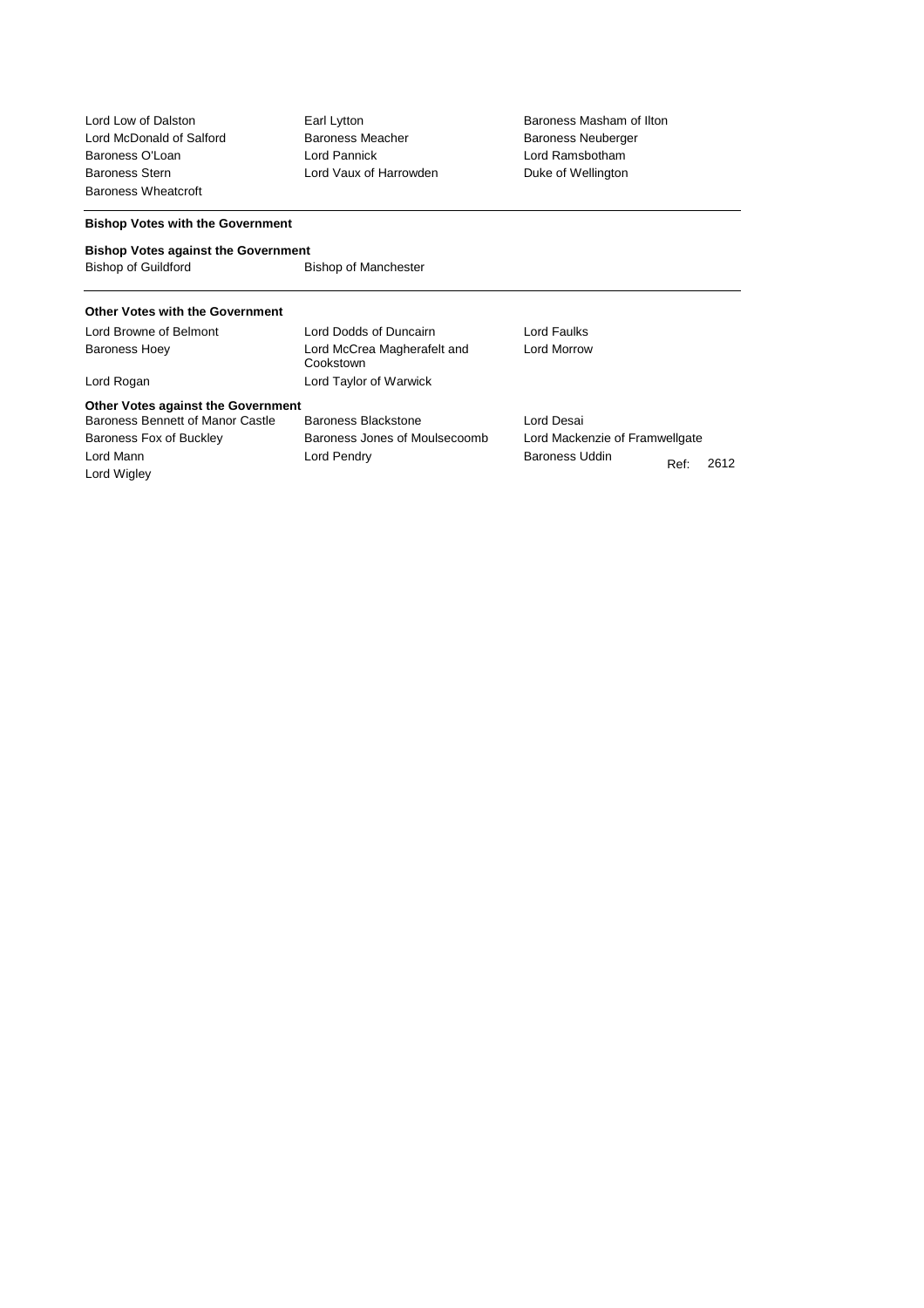Lord Low of Dalston
Earl Lytton
Baroness Masham of Ilton
Lord McDonald of Salford
Baroness Meacher
Baroness Neuberger
Baroness O'Loan
Lord Pannick
Lord Ramsbotham
Baroness Stern
Lord Vaux of Harrowden
Duke of Wellington
Baroness Wheatcroft

**Bishop Votes with the Government**

**Bishop Votes against the Government**

Bishop of Guildford
Bishop of Manchester

**Other Votes with the Government**

Lord Browne of Belmont
Lord Dodds of Duncairn
Lord Faulks
Baroness Hoey
Lord McCrea Magherafelt and Cookstown
Lord Morrow
Lord Rogan
Lord Taylor of Warwick

**Other Votes against the Government**

Baroness Bennett of Manor Castle
Baroness Blackstone
Lord Desai
Baroness Fox of Buckley
Baroness Jones of Moulsecoomb
Lord Mackenzie of Framwellgate
Lord Mann
Lord Pendry
Baroness Uddin
Lord Wigley

Ref: 2612